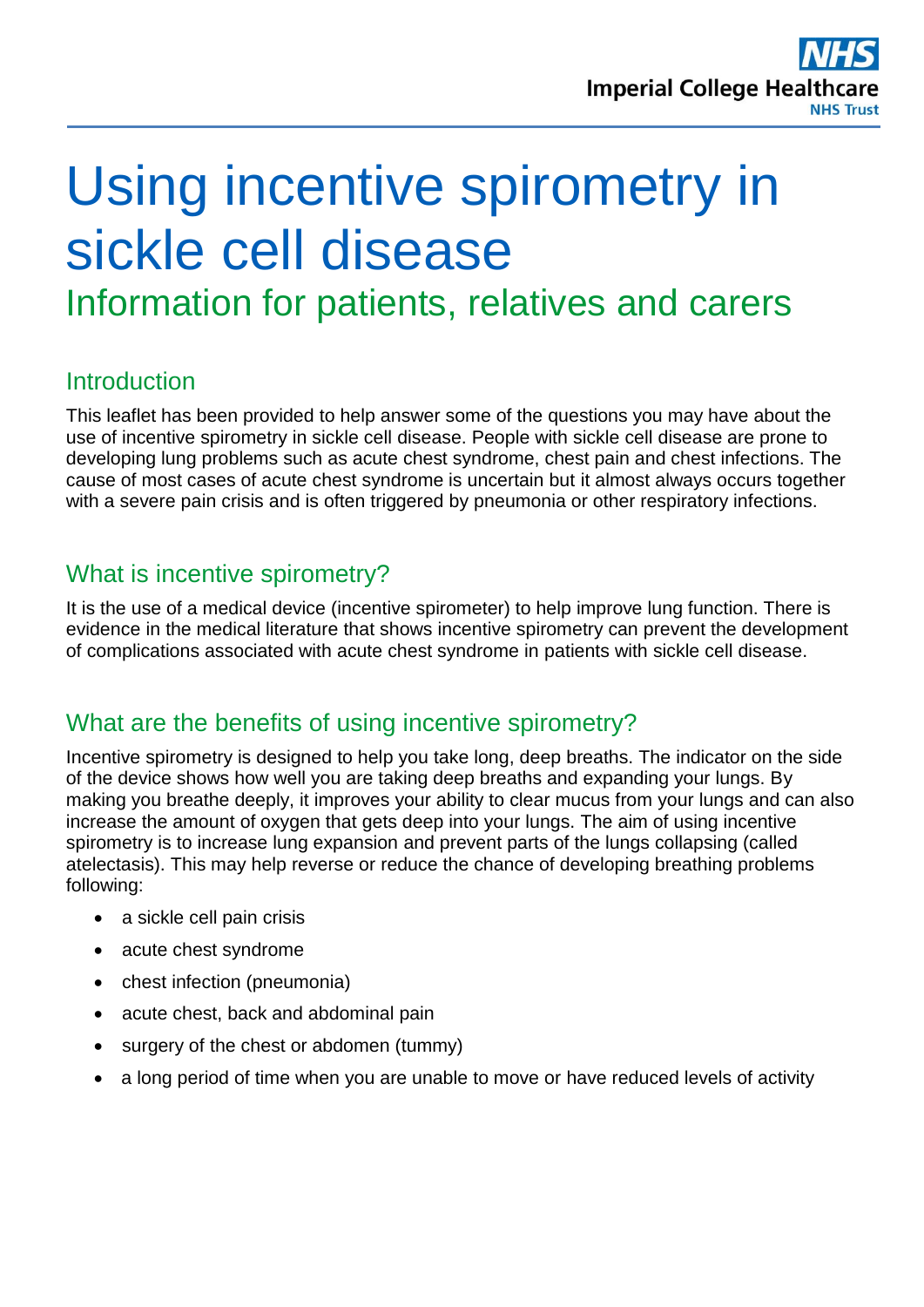# Using incentive spirometry in sickle cell disease

## Information for patients, relatives and carers

### Introduction

This leaflet has been provided to help answer some of the questions you may have about the use of incentive spirometry in sickle cell disease. People with sickle cell disease are prone to developing lung problems such as acute chest syndrome, chest pain and chest infections. The cause of most cases of acute chest syndrome is uncertain but it almost always occurs together with a severe pain crisis and is often triggered by pneumonia or other respiratory infections.

### What is incentive spirometry?

It is the use of a medical device (incentive spirometer) to help improve lung function. There is evidence in the medical literature that shows incentive spirometry can prevent the development of complications associated with acute chest syndrome in patients with sickle cell disease.

### What are the benefits of using incentive spirometry?

Incentive spirometry is designed to help you take long, deep breaths. The indicator on the side of the device shows how well you are taking deep breaths and expanding your lungs. By making you breathe deeply, it improves your ability to clear mucus from your lungs and can also increase the amount of oxygen that gets deep into your lungs. The aim of using incentive spirometry is to increase lung expansion and prevent parts of the lungs collapsing (called atelectasis). This may help reverse or reduce the chance of developing breathing problems following:

- a sickle cell pain crisis
- acute chest syndrome
- chest infection (pneumonia)
- acute chest, back and abdominal pain
- surgery of the chest or abdomen (tummy)
- a long period of time when you are unable to move or have reduced levels of activity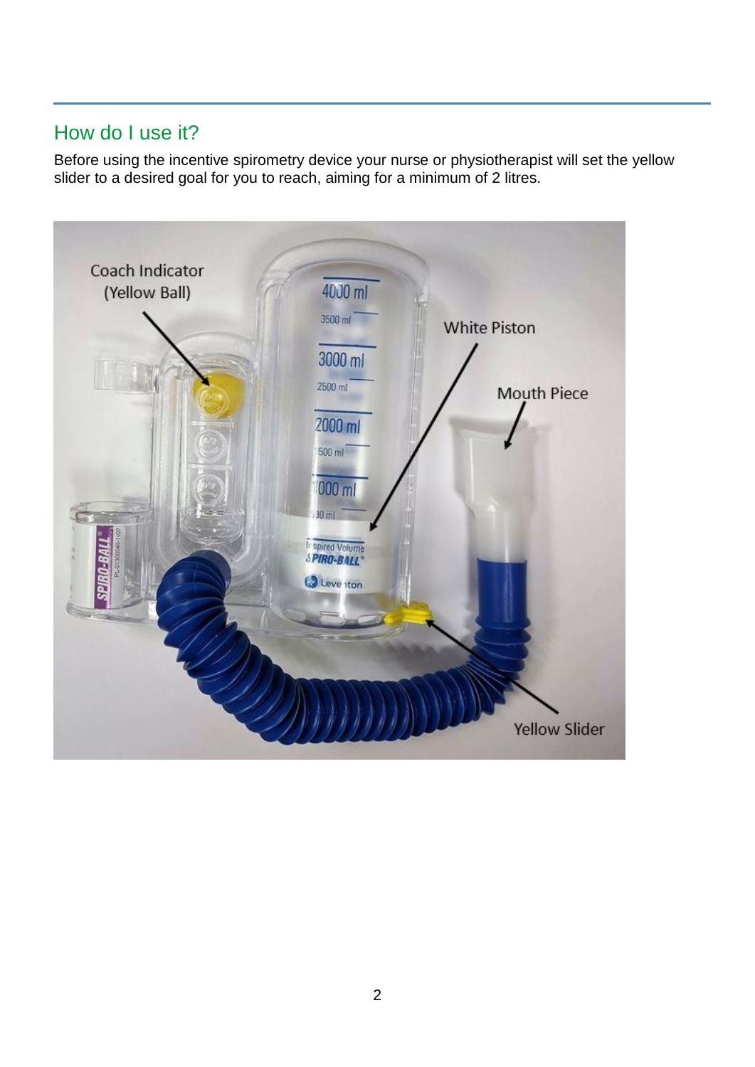## How do I use it?

Before using the incentive spirometry device your nurse or physiotherapist will set the yellow slider to a desired goal for you to reach, aiming for a minimum of 2 litres.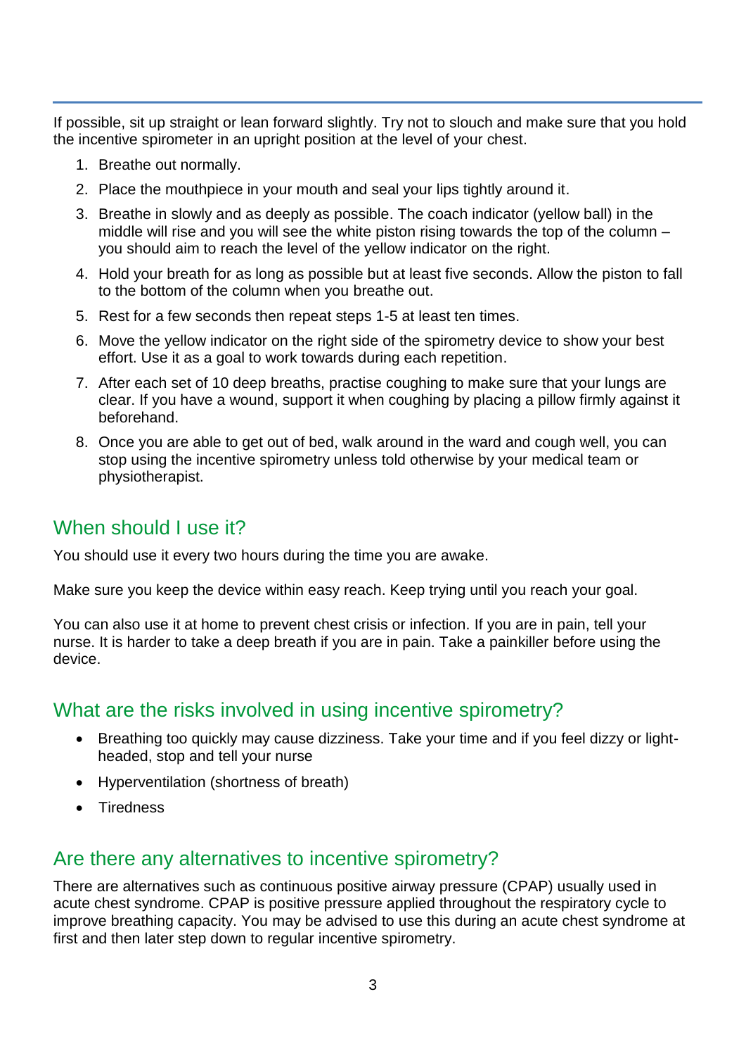If possible, sit up straight or lean forward slightly. Try not to slouch and make sure that you hold the incentive spirometer in an upright position at the level of your chest.

1. Breathe out normally.
2. Place the mouthpiece in your mouth and seal your lips tightly around it.
3. Breathe in slowly and as deeply as possible. The coach indicator (yellow ball) in the middle will rise and you will see the white piston rising towards the top of the column – you should aim to reach the level of the yellow indicator on the right.
4. Hold your breath for as long as possible but at least five seconds. Allow the piston to fall to the bottom of the column when you breathe out.
5. Rest for a few seconds then repeat steps 1-5 at least ten times.
6. Move the yellow indicator on the right side of the spirometry device to show your best effort. Use it as a goal to work towards during each repetition.
7. After each set of 10 deep breaths, practise coughing to make sure that your lungs are clear. If you have a wound, support it when coughing by placing a pillow firmly against it beforehand.
8. Once you are able to get out of bed, walk around in the ward and cough well, you can stop using the incentive spirometry unless told otherwise by your medical team or physiotherapist.

## When should I use it?

You should use it every two hours during the time you are awake.

Make sure you keep the device within easy reach. Keep trying until you reach your goal.

You can also use it at home to prevent chest crisis or infection. If you are in pain, tell your nurse. It is harder to take a deep breath if you are in pain. Take a painkiller before using the device.

## What are the risks involved in using incentive spirometry?

- Breathing too quickly may cause dizziness. Take your time and if you feel dizzy or light-headed, stop and tell your nurse
- Hyperventilation (shortness of breath)
- Tiredness

## Are there any alternatives to incentive spirometry?

There are alternatives such as continuous positive airway pressure (CPAP) usually used in acute chest syndrome. CPAP is positive pressure applied throughout the respiratory cycle to improve breathing capacity. You may be advised to use this during an acute chest syndrome at first and then later step down to regular incentive spirometry.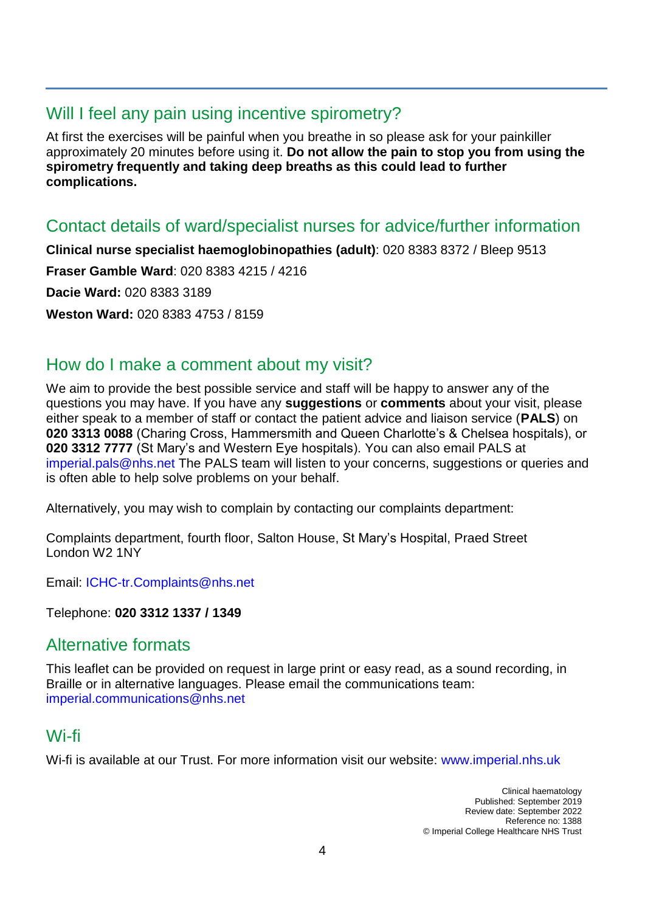## Will I feel any pain using incentive spirometry?

At first the exercises will be painful when you breathe in so please ask for your painkiller approximately 20 minutes before using it. **Do not allow the pain to stop you from using the spirometry frequently and taking deep breaths as this could lead to further complications.**

## Contact details of ward/specialist nurses for advice/further information

**Clinical nurse specialist haemoglobinopathies (adult)**: 020 8383 8372 / Bleep 9513

**Fraser Gamble Ward**: 020 8383 4215 / 4216

**Dacie Ward:** 020 8383 3189

**Weston Ward:** 020 8383 4753 / 8159

## How do I make a comment about my visit?

We aim to provide the best possible service and staff will be happy to answer any of the questions you may have. If you have any **suggestions** or **comments** about your visit, please either speak to a member of staff or contact the patient advice and liaison service (**PALS**) on **020 3313 0088** (Charing Cross, Hammersmith and Queen Charlotte's & Chelsea hospitals), or **020 3312 7777** (St Mary's and Western Eye hospitals). You can also email PALS at imperial.pals@nhs.net The PALS team will listen to your concerns, suggestions or queries and is often able to help solve problems on your behalf.

Alternatively, you may wish to complain by contacting our complaints department:

Complaints department, fourth floor, Salton House, St Mary's Hospital, Praed Street
London W2 1NY

Email: ICHC-tr.Complaints@nhs.net

Telephone: **020 3312 1337 / 1349**

## Alternative formats

This leaflet can be provided on request in large print or easy read, as a sound recording, in Braille or in alternative languages. Please email the communications team: imperial.communications@nhs.net

## Wi-fi

Wi-fi is available at our Trust. For more information visit our website: www.imperial.nhs.uk

Clinical haematology
Published: September 2019
Review date: September 2022
Reference no: 1388
© Imperial College Healthcare NHS Trust